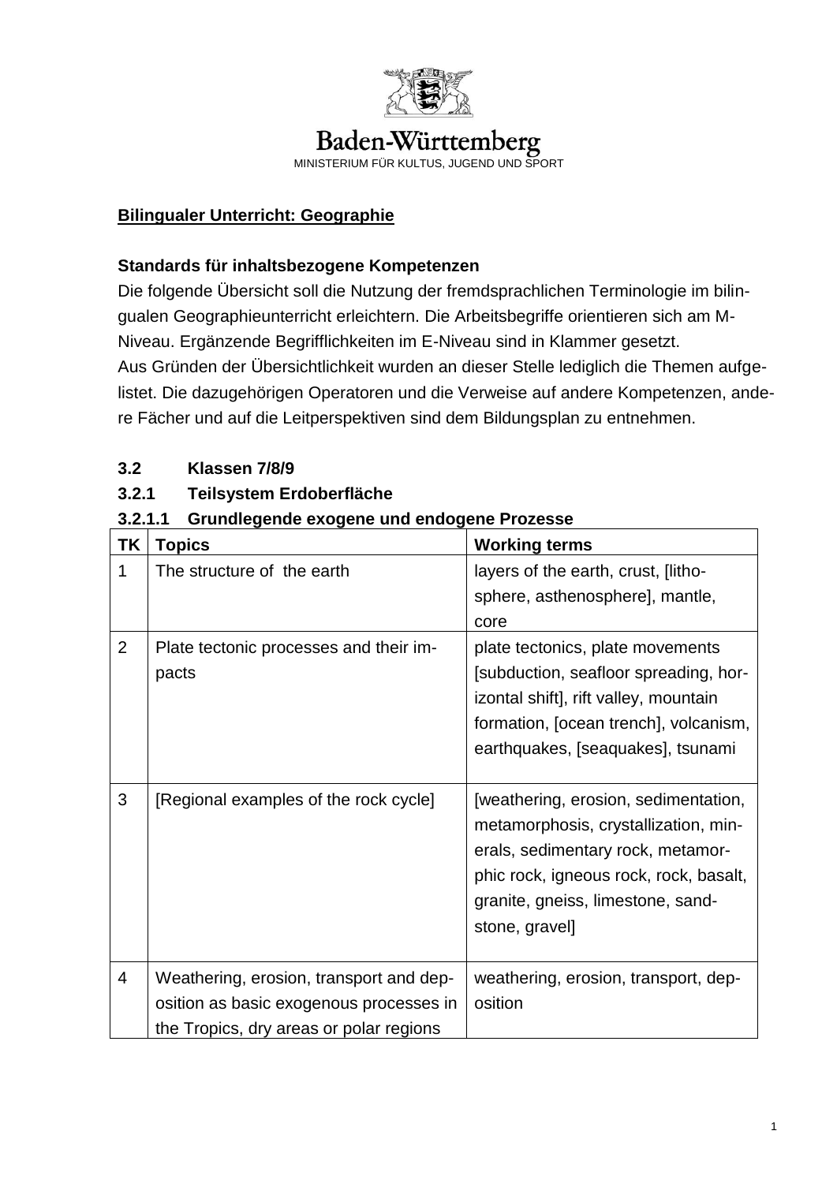Baden-Württemberg

MINISTERIUM FÜR KULTUS, JUGEND UND SPORT

**Bilingualer Unterricht: Geographie**

**Standards für inhaltsbezogene Kompetenzen**

Die folgende Übersicht soll die Nutzung der fremdsprachlichen Terminologie im bilingualen Geographieunterricht erleichtern. Die Arbeitsbegriffe orientieren sich am M-Niveau. Ergänzende Begrifflichkeiten im E-Niveau sind in Klammer gesetzt.
Aus Gründen der Übersichtlichkeit wurden an dieser Stelle lediglich die Themen aufgelistet. Die dazugehörigen Operatoren und die Verweise auf andere Kompetenzen, andere Fächer und auf die Leitperspektiven sind dem Bildungsplan zu entnehmen.

## 3.2 Klassen 7/8/9

### 3.2.1 Teilsystem Erdoberfläche

#### 3.2.1.1 Grundlegende exogene und endogene Prozesse

| TK | Topics | Working terms |
|---|---|---|
| 1 | The structure of the earth | layers of the earth, crust, [lithosphere, asthenosphere], mantle, core |
| 2 | Plate tectonic processes and their impacts | plate tectonics, plate movements [subduction, seafloor spreading, horizontal shift], rift valley, mountain formation, [ocean trench], volcanism, earthquakes, [seaquakes], tsunami |
| 3 | [Regional examples of the rock cycle] | [weathering, erosion, sedimentation, metamorphosis, crystallization, minerals, sedimentary rock, metamorphic rock, igneous rock, rock, basalt, granite, gneiss, limestone, sandstone, gravel] |
| 4 | Weathering, erosion, transport and deposition as basic exogenous processes in the Tropics, dry areas or polar regions | weathering, erosion, transport, deposition |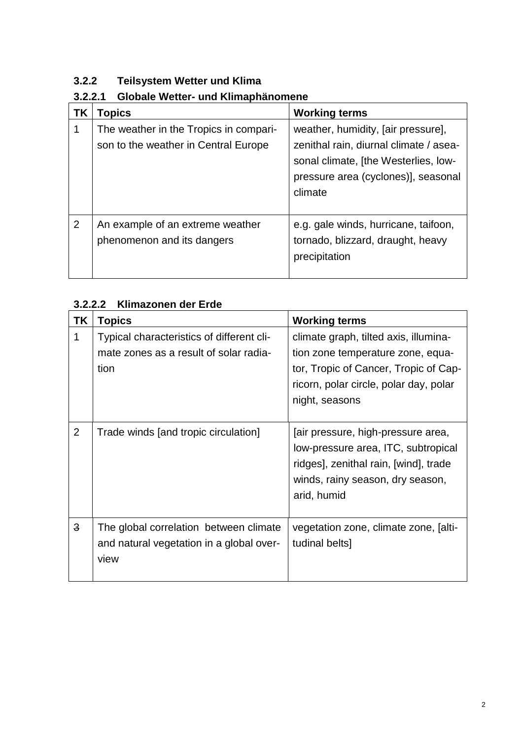### 3.2.2 Teilsystem Wetter und Klima

#### 3.2.2.1 Globale Wetter- und Klimaphänomene

| TK | Topics | Working terms |
|---|---|---|
| 1 | The weather in the Tropics in comparison to the weather in Central Europe | weather, humidity, [air pressure], zenithal rain, diurnal climate / aseasonal climate, [the Westerlies, low-pressure area (cyclones)], seasonal climate |
| 2 | An example of an extreme weather phenomenon and its dangers | e.g. gale winds, hurricane, taifoon, tornado, blizzard, draught, heavy precipitation |

#### 3.2.2.2 Klimazonen der Erde

| TK | Topics | Working terms |
|---|---|---|
| 1 | Typical characteristics of different climate zones as a result of solar radiation | climate graph, tilted axis, illumination zone temperature zone, equator, Tropic of Cancer, Tropic of Capricorn, polar circle, polar day, polar night, seasons |
| 2 | Trade winds [and tropic circulation] | [air pressure, high-pressure area, low-pressure area, ITC, subtropical ridges], zenithal rain, [wind], trade winds, rainy season, dry season, arid, humid |
| 3 | The global correlation between climate and natural vegetation in a global overview | vegetation zone, climate zone, [altitudinal belts] |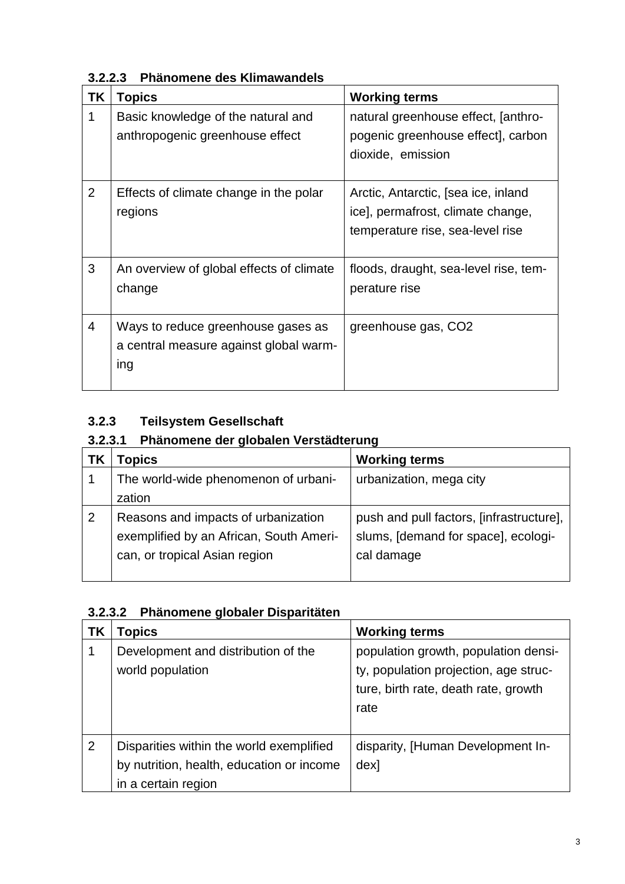#### 3.2.2.3 Phänomene des Klimawandels

| TK | Topics | Working terms |
|---|---|---|
| 1 | Basic knowledge of the natural and anthropogenic greenhouse effect | natural greenhouse effect, [anthropogenic greenhouse effect], carbon dioxide, emission |
| 2 | Effects of climate change in the polar regions | Arctic, Antarctic, [sea ice, inland ice], permafrost, climate change, temperature rise, sea-level rise |
| 3 | An overview of global effects of climate change | floods, draught, sea-level rise, temperature rise |
| 4 | Ways to reduce greenhouse gases as a central measure against global warming | greenhouse gas, $CO_2$ |

### 3.2.3 Teilsystem Gesellschaft

#### 3.2.3.1 Phänomene der globalen Verstädterung

| TK | Topics | Working terms |
|---|---|---|
| 1 | The world-wide phenomenon of urbanization | urbanization, mega city |
| 2 | Reasons and impacts of urbanization exemplified by an African, South American, or tropical Asian region | push and pull factors, [infrastructure], slums, [demand for space], ecological damage |

#### 3.2.3.2 Phänomene globaler Disparitäten

| TK | Topics | Working terms |
|---|---|---|
| 1 | Development and distribution of the world population | population growth, population density, population projection, age structure, birth rate, death rate, growth rate |
| 2 | Disparities within the world exemplified by nutrition, health, education or income in a certain region | disparity, [Human Development Index] |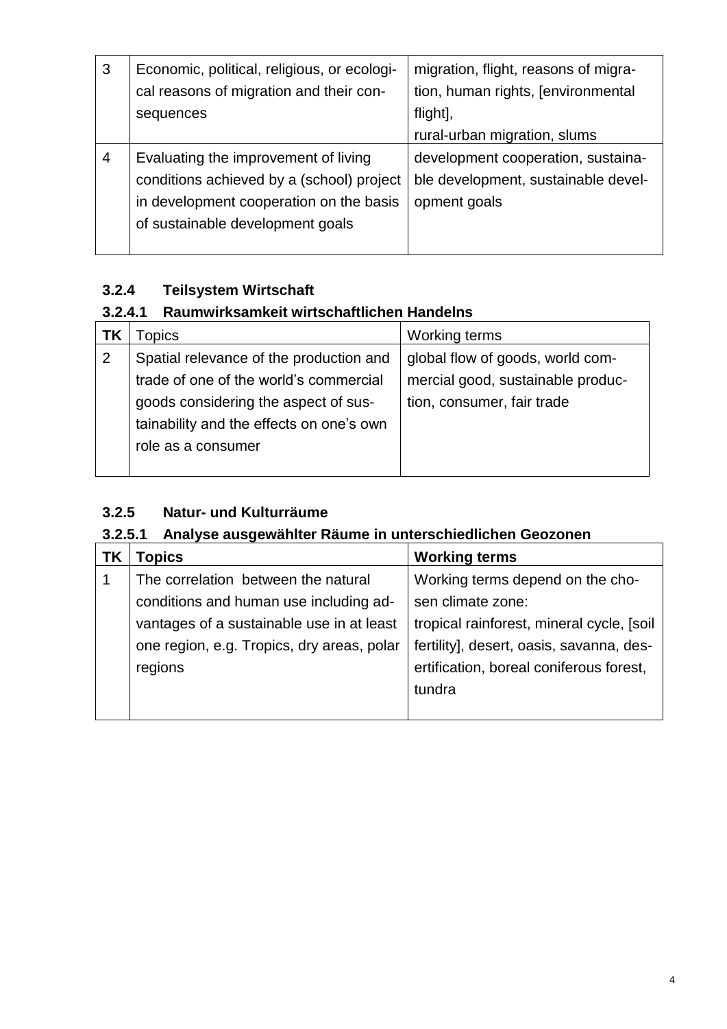| | | |
|---|---|---|
| 3 | Economic, political, religious, or ecological reasons of migration and their consequences | migration, flight, reasons of migration, human rights, [environmental flight],<br>rural-urban migration, slums |
| 4 | Evaluating the improvement of living conditions achieved by a (school) project in development cooperation on the basis of sustainable development goals | development cooperation, sustainable development, sustainable development goals |

### 3.2.4 Teilsystem Wirtschaft

#### 3.2.4.1 Raumwirksamkeit wirtschaftlichen Handelns

| TK | Topics | Working terms |
|---|---|---|
| 2 | Spatial relevance of the production and trade of one of the world's commercial goods considering the aspect of sustainability and the effects on one's own role as a consumer | global flow of goods, world commercial good, sustainable production, consumer, fair trade |

### 3.2.5 Natur- und Kulturräume

#### 3.2.5.1 Analyse ausgewählter Räume in unterschiedlichen Geozonen

| TK | Topics | Working terms |
|---|---|---|
| 1 | The correlation between the natural conditions and human use including advantages of a sustainable use in at least one region, e.g. Tropics, dry areas, polar regions | Working terms depend on the chosen climate zone:<br>tropical rainforest, mineral cycle, [soil fertility], desert, oasis, savanna, desertification, boreal coniferous forest, tundra |